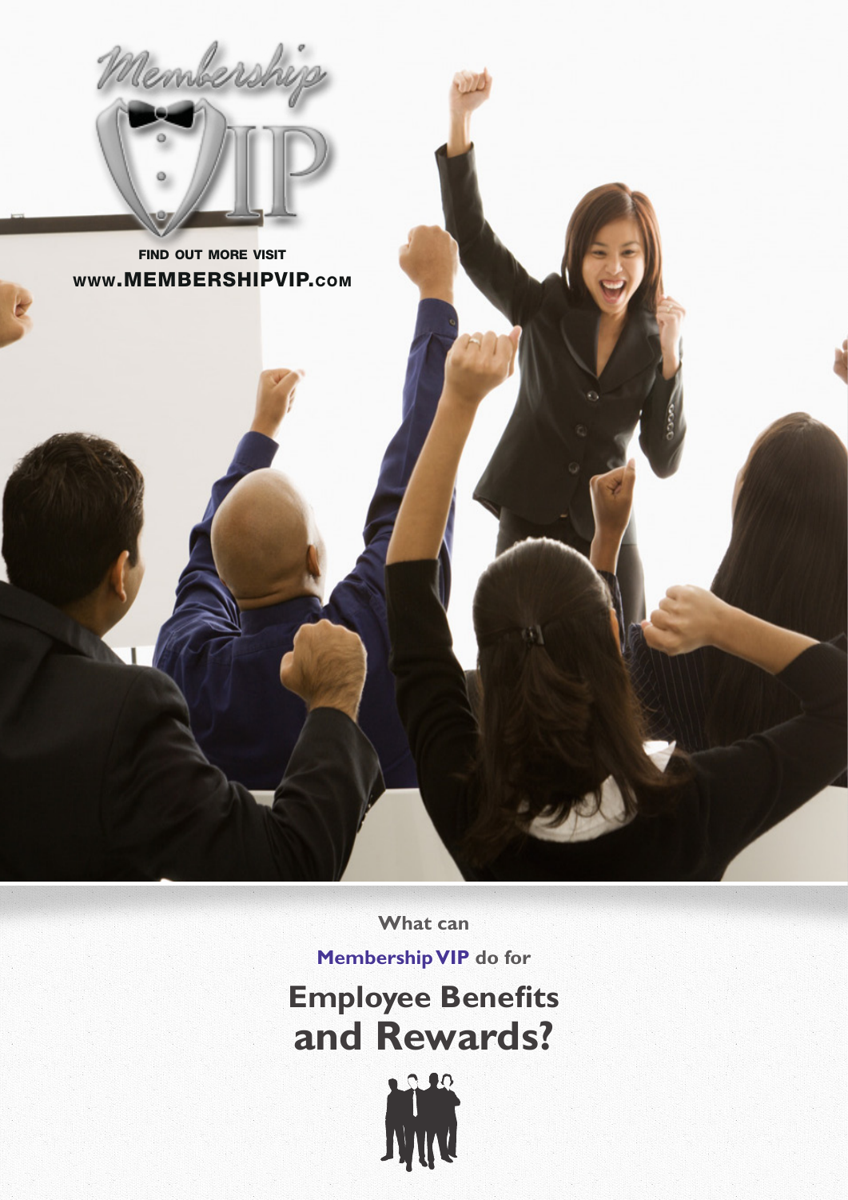Membership VIP

FIND OUT MORE VISIT

WWW.MEMBERSHIPVIP.COM

What can

**Membership VIP** do for

# Employee Benefits and Rewards?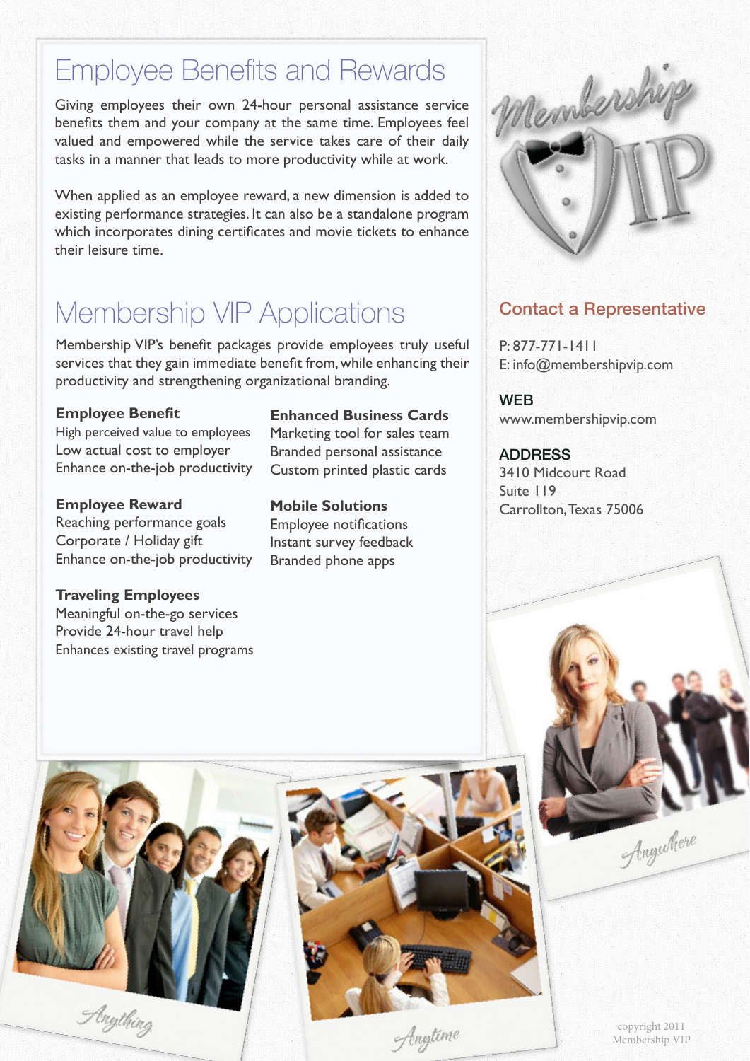# Employee Benefits and Rewards

Giving employees their own 24-hour personal assistance service benefits them and your company at the same time. Employees feel valued and empowered while the service takes care of their daily tasks in a manner that leads to more productivity while at work.

When applied as an employee reward, a new dimension is added to existing performance strategies. It can also be a standalone program which incorporates dining certificates and movie tickets to enhance their leisure time.

# Membership VIP Applications

Membership VIP's benefit packages provide employees truly useful services that they gain immediate benefit from, while enhancing their productivity and strengthening organizational branding.

**Employee Benefit**
High perceived value to employees
Low actual cost to employer
Enhance on-the-job productivity

**Employee Reward**
Reaching performance goals
Corporate / Holiday gift
Enhance on-the-job productivity

**Traveling Employees**
Meaningful on-the-go services
Provide 24-hour travel help
Enhances existing travel programs

**Enhanced Business Cards**
Marketing tool for sales team
Branded personal assistance
Custom printed plastic cards

**Mobile Solutions**
Employee notifications
Instant survey feedback
Branded phone apps

Membership VIP

## Contact a Representative

P: 877-771-1411
E: info@membershipvip.com

**WEB**
www.membershipvip.com

**ADDRESS**
3410 Midcourt Road
Suite 119
Carrollton, Texas 75006

Anywhere

Anything

Anytime

copyright 2011
Membership VIP